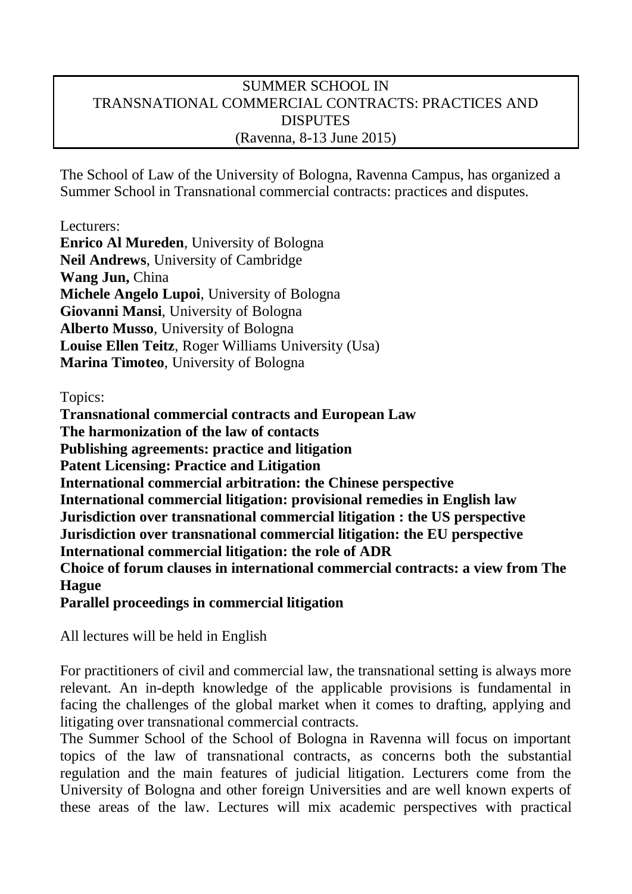# SUMMER SCHOOL IN TRANSNATIONAL COMMERCIAL CONTRACTS: PRACTICES AND DISPUTES

(Ravenna, 8-13 June 2015)

The School of Law of the University of Bologna, Ravenna Campus, has organized a Summer School in Transnational commercial contracts: practices and disputes.

Lecturers:

**Enrico Al Mureden**, University of Bologna
**Neil Andrews**, University of Cambridge
**Wang Jun,** China
**Michele Angelo Lupoi**, University of Bologna
**Giovanni Mansi**, University of Bologna
**Alberto Musso**, University of Bologna
**Louise Ellen Teitz**, Roger Williams University (Usa)
**Marina Timoteo**, University of Bologna

Topics:

**Transnational commercial contracts and European Law**
**The harmonization of the law of contacts**
**Publishing agreements: practice and litigation**
**Patent Licensing: Practice and Litigation**
**International commercial arbitration: the Chinese perspective**
**International commercial litigation: provisional remedies in English law**
**Jurisdiction over transnational commercial litigation : the US perspective**
**Jurisdiction over transnational commercial litigation: the EU perspective**
**International commercial litigation: the role of ADR**
**Choice of forum clauses in international commercial contracts: a view from The Hague**
**Parallel proceedings in commercial litigation**

All lectures will be held in English

For practitioners of civil and commercial law, the transnational setting is always more relevant. An in-depth knowledge of the applicable provisions is fundamental in facing the challenges of the global market when it comes to drafting, applying and litigating over transnational commercial contracts.
The Summer School of the School of Bologna in Ravenna will focus on important topics of the law of transnational contracts, as concerns both the substantial regulation and the main features of judicial litigation. Lecturers come from the University of Bologna and other foreign Universities and are well known experts of these areas of the law. Lectures will mix academic perspectives with practical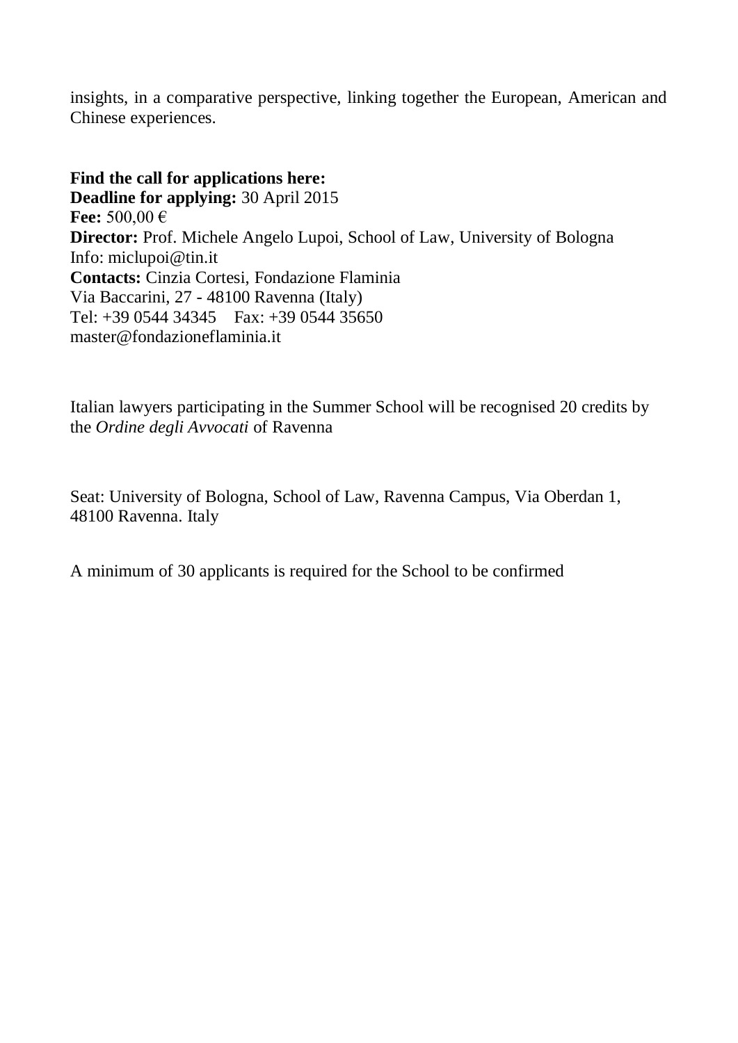insights, in a comparative perspective, linking together the European, American and Chinese experiences.

**Find the call for applications here:**
**Deadline for applying:** 30 April 2015
**Fee:** 500,00 €
**Director:** Prof. Michele Angelo Lupoi, School of Law, University of Bologna
Info: miclupoi@tin.it
**Contacts:** Cinzia Cortesi, Fondazione Flaminia
Via Baccarini, 27 - 48100 Ravenna (Italy)
Tel: +39 0544 34345    Fax: +39 0544 35650
master@fondazioneflaminia.it

Italian lawyers participating in the Summer School will be recognised 20 credits by the *Ordine degli Avvocati* of Ravenna

Seat: University of Bologna, School of Law, Ravenna Campus, Via Oberdan 1, 48100 Ravenna. Italy

A minimum of 30 applicants is required for the School to be confirmed